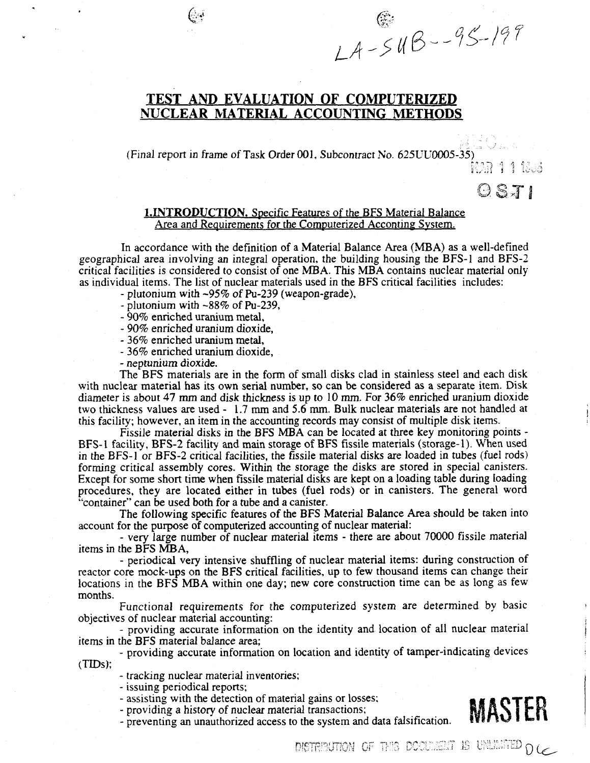LA-SUB--95-199

# TEST AND EVALUATION OF COMPUTERIZED NUCLEAR MATERIAL ACCOUNTING METHODS

(Final report in frame of Task Order 001, Subcontract No. 625UU0005-35)

## 1.INTRODUCTION. Specific Features of the BFS Material Balance Area and Requirements for the Computerized Acconting System.

In accordance with the definition of a Material Balance Area (MBA) as a well-defined geographical area involving an integral operation, the building housing the BFS-1 and BFS-2 critical facilities is considered to consist of one MBA. This MBA contains nuclear material only as individual items. The list of nuclear materials used in the BFS critical facilities includes:

- plutonium with ~95% of Pu-239 (weapon-grade),
- plutonium with ~88% of Pu-239,
- 90% enriched uranium metal,
- 90% enriched uranium dioxide,
- 36% enriched uranium metal,
- 36% enriched uranium dioxide,
- *neptunium dioxide.*

The BFS materials are in the form of small disks clad in stainless steel and each disk with nuclear material has its own serial number, so can be considered as a separate item. Disk diameter is about 47 mm and disk thickness is up to 10 mm. For 36% enriched uranium dioxide two thickness values are used - 1.7 mm and 5.6 mm. Bulk nuclear materials are not handled at this facility; however, an item in the accounting records may consist of multiple disk items.

Fissile material disks in the BFS MBA can be located at three key monitoring points - BFS-1 facility, BFS-2 facility and main storage of BFS fissile materials (storage-1). When used in the BFS-1 or BFS-2 critical facilities, the fissile material disks are loaded in tubes (fuel rods) forming critical assembly cores. Within the storage the disks are stored in special canisters. Except for some short time when fissile material disks are kept on a loading table during loading procedures, they are located either in tubes (fuel rods) or in canisters. The general word "container" can be used both for a tube and a canister.

The following specific features of the BFS Material Balance Area should be taken into account for the purpose of computerized accounting of nuclear material:

- very large number of nuclear material items - there are about 70000 fissile material items in the BFS MBA,
- periodical very intensive shuffling of nuclear material items: during construction of reactor core mock-ups on the BFS critical facilities, up to few thousand items can change their locations in the BFS MBA within one day; new core construction time can be as long as few months.

Functional requirements for the computerized system are determined by basic objectives of nuclear material accounting:

- providing accurate information on the identity and location of all nuclear material items in the BFS material balance area;
- providing accurate information on location and identity of tamper-indicating devices (TIDs);
- tracking nuclear material inventories;
- issuing periodical reports;
- assisting with the detection of material gains or losses;
- providing a history of nuclear material transactions;
- preventing an unauthorized access to the system and data falsification.

MASTER

DISTRIBUTION OF THIS DOCUMENT IS UNLIMITED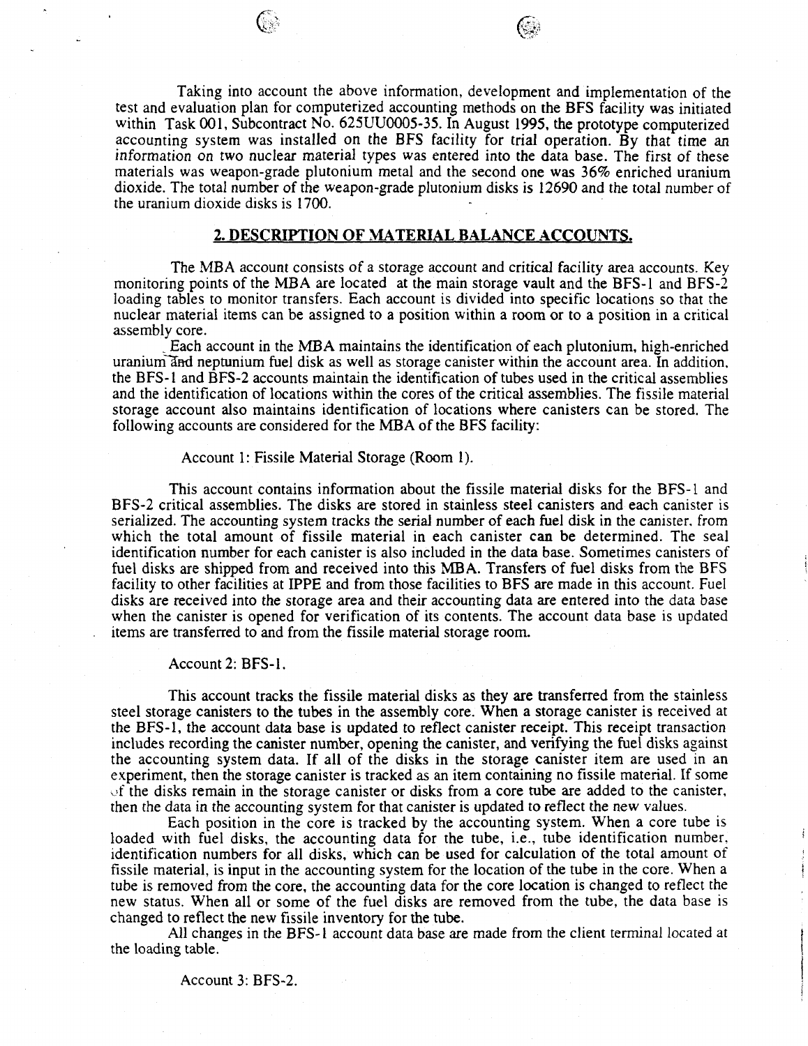Taking into account the above information, development and implementation of the test and evaluation plan for computerized accounting methods on the BFS facility was initiated within Task 001, Subcontract No. 625UU0005-35. In August 1995, the prototype computerized accounting system was installed on the BFS facility for trial operation. By that time an information on two nuclear material types was entered into the data base. The first of these materials was weapon-grade plutonium metal and the second one was 36% enriched uranium dioxide. The total number of the weapon-grade plutonium disks is 12690 and the total number of the uranium dioxide disks is 1700.

## 2. DESCRIPTION OF MATERIAL BALANCE ACCOUNTS.

The MBA account consists of a storage account and critical facility area accounts. Key monitoring points of the MBA are located at the main storage vault and the BFS-1 and BFS-2 loading tables to monitor transfers. Each account is divided into specific locations so that the nuclear material items can be assigned to a position within a room or to a position in a critical assembly core.

Each account in the MBA maintains the identification of each plutonium, high-enriched uranium and neptunium fuel disk as well as storage canister within the account area. In addition, the BFS-1 and BFS-2 accounts maintain the identification of tubes used in the critical assemblies and the identification of locations within the cores of the critical assemblies. The fissile material storage account also maintains identification of locations where canisters can be stored. The following accounts are considered for the MBA of the BFS facility:

Account 1: Fissile Material Storage (Room 1).

This account contains information about the fissile material disks for the BFS-1 and BFS-2 critical assemblies. The disks are stored in stainless steel canisters and each canister is serialized. The accounting system tracks the serial number of each fuel disk in the canister, from which the total amount of fissile material in each canister can be determined. The seal identification number for each canister is also included in the data base. Sometimes canisters of fuel disks are shipped from and received into this MBA. Transfers of fuel disks from the BFS facility to other facilities at IPPE and from those facilities to BFS are made in this account. Fuel disks are received into the storage area and their accounting data are entered into the data base when the canister is opened for verification of its contents. The account data base is updated items are transferred to and from the fissile material storage room.

Account 2: BFS-1.

This account tracks the fissile material disks as they are transferred from the stainless steel storage canisters to the tubes in the assembly core. When a storage canister is received at the BFS-1, the account data base is updated to reflect canister receipt. This receipt transaction includes recording the canister number, opening the canister, and verifying the fuel disks against the accounting system data. If all of the disks in the storage canister item are used in an experiment, then the storage canister is tracked as an item containing no fissile material. If some of the disks remain in the storage canister or disks from a core tube are added to the canister, then the data in the accounting system for that canister is updated to reflect the new values.

Each position in the core is tracked by the accounting system. When a core tube is loaded with fuel disks, the accounting data for the tube, i.e., tube identification number, identification numbers for all disks, which can be used for calculation of the total amount of fissile material, is input in the accounting system for the location of the tube in the core. When a tube is removed from the core, the accounting data for the core location is changed to reflect the new status. When all or some of the fuel disks are removed from the tube, the data base is changed to reflect the new fissile inventory for the tube.

All changes in the BFS-1 account data base are made from the client terminal located at the loading table.

Account 3: BFS-2.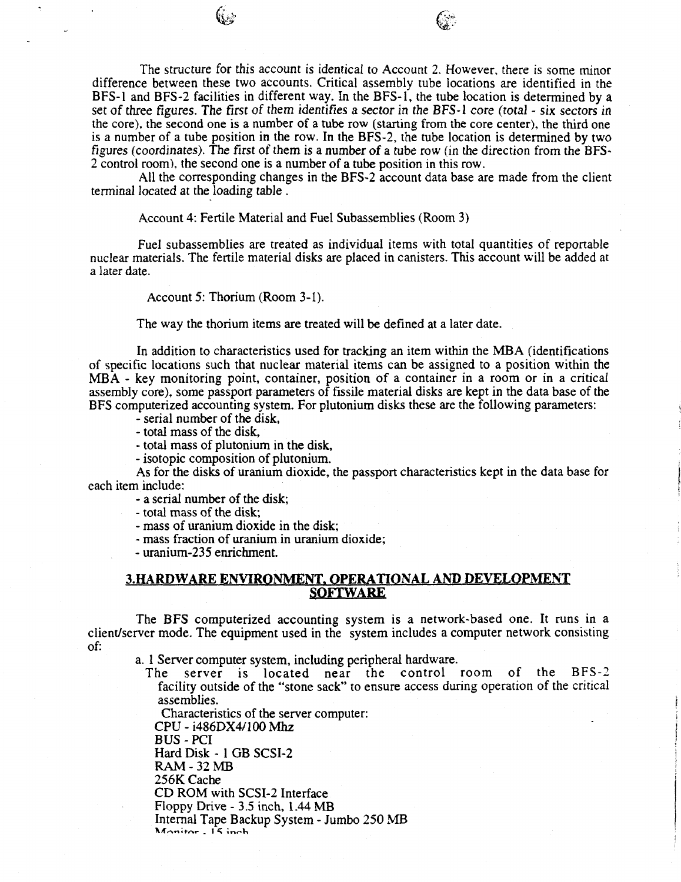The structure for this account is identical to Account 2. However, there is some minor difference between these two accounts. Critical assembly tube locations are identified in the BFS-1 and BFS-2 facilities in different way. In the BFS-1, the tube location is determined by a set of three figures. The first of them identifies a sector in the BFS-1 core (total - six sectors in the core), the second one is a number of a tube row (starting from the core center), the third one is a number of a tube position in the row. In the BFS-2, the tube location is determined by two figures (coordinates). The first of them is a number of a tube row (in the direction from the BFS-2 control room), the second one is a number of a tube position in this row.

All the corresponding changes in the BFS-2 account data base are made from the client terminal located at the loading table.

Account 4: Fertile Material and Fuel Subassemblies (Room 3)

Fuel subassemblies are treated as individual items with total quantities of reportable nuclear materials. The fertile material disks are placed in canisters. This account will be added at a later date.

Account 5: Thorium (Room 3-1).

The way the thorium items are treated will be defined at a later date.

In addition to characteristics used for tracking an item within the MBA (identifications of specific locations such that nuclear material items can be assigned to a position within the MBA - key monitoring point, container, position of a container in a room or in a critical assembly core), some passport parameters of fissile material disks are kept in the data base of the BFS computerized accounting system. For plutonium disks these are the following parameters:

- serial number of the disk,
- total mass of the disk,
- total mass of plutonium in the disk,
- isotopic composition of plutonium.

As for the disks of uranium dioxide, the passport characteristics kept in the data base for each item include:

- a serial number of the disk;
- total mass of the disk;
- mass of uranium dioxide in the disk;
- mass fraction of uranium in uranium dioxide;
- uranium-235 enrichment.

## 3.HARDWARE ENVIRONMENT, OPERATIONAL AND DEVELOPMENT SOFTWARE

The BFS computerized accounting system is a network-based one. It runs in a client/server mode. The equipment used in the system includes a computer network consisting of:

a. 1 Server computer system, including peripheral hardware.

The server is located near the control room of the BFS-2 facility outside of the "stone sack" to ensure access during operation of the critical assemblies.

Characteristics of the server computer:

CPU - i486DX4/100 Mhz
BUS - PCI
Hard Disk - 1 GB SCSI-2
RAM - 32 MB
256K Cache
CD ROM with SCSI-2 Interface
Floppy Drive - 3.5 inch, 1.44 MB
Internal Tape Backup System - Jumbo 250 MB
Monitor - 15 inch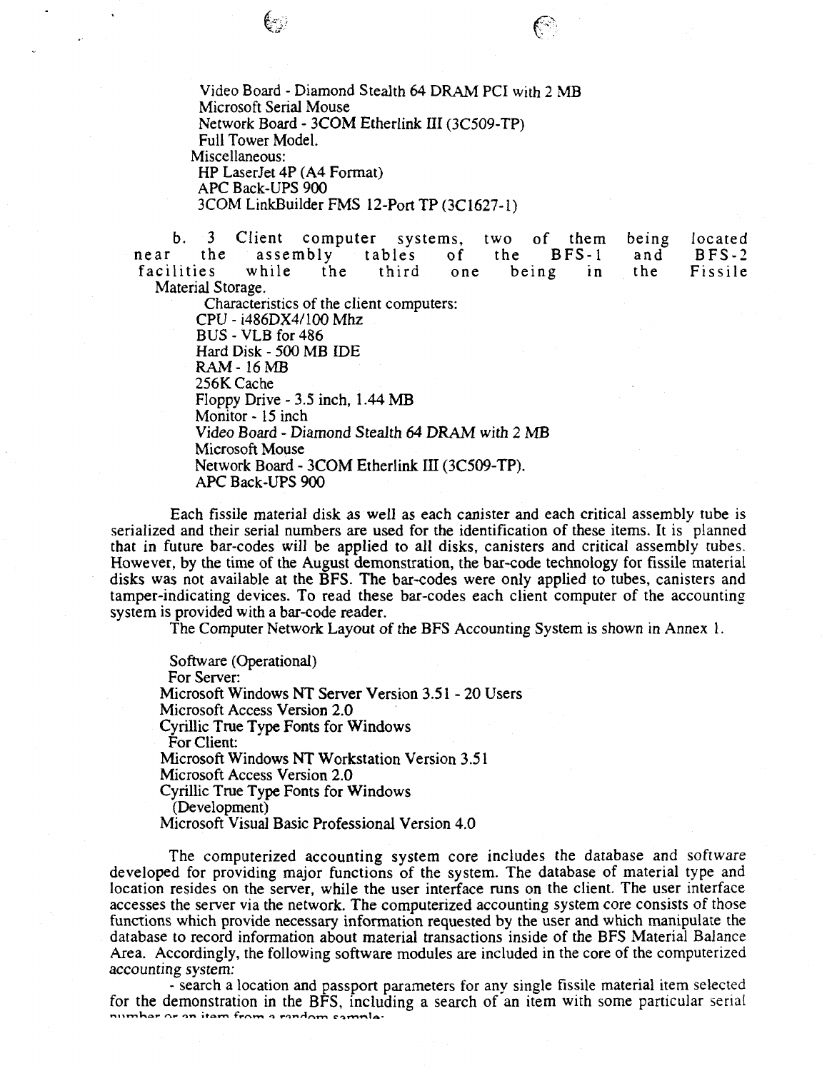Video Board - Diamond Stealth 64 DRAM PCI with 2 MB
Microsoft Serial Mouse
Network Board - 3COM Etherlink III (3C509-TP)
Full Tower Model.

Miscellaneous:
HP LaserJet 4P (A4 Format)
APC Back-UPS 900
3COM LinkBuilder FMS 12-Port TP (3C1627-1)

b. 3 Client computer systems, two of them being located near the assembly tables of the BFS-1 and BFS-2 facilities while the third one being in the Fissile Material Storage.

Characteristics of the client computers:
CPU - i486DX4/100 Mhz
BUS - VLB for 486
Hard Disk - 500 MB IDE
RAM - 16 MB
256K Cache
Floppy Drive - 3.5 inch, 1.44 MB
Monitor - 15 inch
Video Board - Diamond Stealth 64 DRAM with 2 MB
Microsoft Mouse
Network Board - 3COM Etherlink III (3C509-TP).
APC Back-UPS 900

Each fissile material disk as well as each canister and each critical assembly tube is serialized and their serial numbers are used for the identification of these items. It is planned that in future bar-codes will be applied to all disks, canisters and critical assembly tubes. However, by the time of the August demonstration, the bar-code technology for fissile material disks was not available at the BFS. The bar-codes were only applied to tubes, canisters and tamper-indicating devices. To read these bar-codes each client computer of the accounting system is provided with a bar-code reader.

The Computer Network Layout of the BFS Accounting System is shown in Annex 1.

Software (Operational)
For Server:
Microsoft Windows NT Server Version 3.51 - 20 Users
Microsoft Access Version 2.0
Cyrillic True Type Fonts for Windows
For Client:
Microsoft Windows NT Workstation Version 3.51
Microsoft Access Version 2.0
Cyrillic True Type Fonts for Windows
(Development)
Microsoft Visual Basic Professional Version 4.0

The computerized accounting system core includes the database and software developed for providing major functions of the system. The database of material type and location resides on the server, while the user interface runs on the client. The user interface accesses the server via the network. The computerized accounting system core consists of those functions which provide necessary information requested by the user and which manipulate the database to record information about material transactions inside of the BFS Material Balance Area. Accordingly, the following software modules are included in the core of the computerized accounting system:

- search a location and passport parameters for any single fissile material item selected for the demonstration in the BFS, including a search of an item with some particular serial number or an item from a random sample;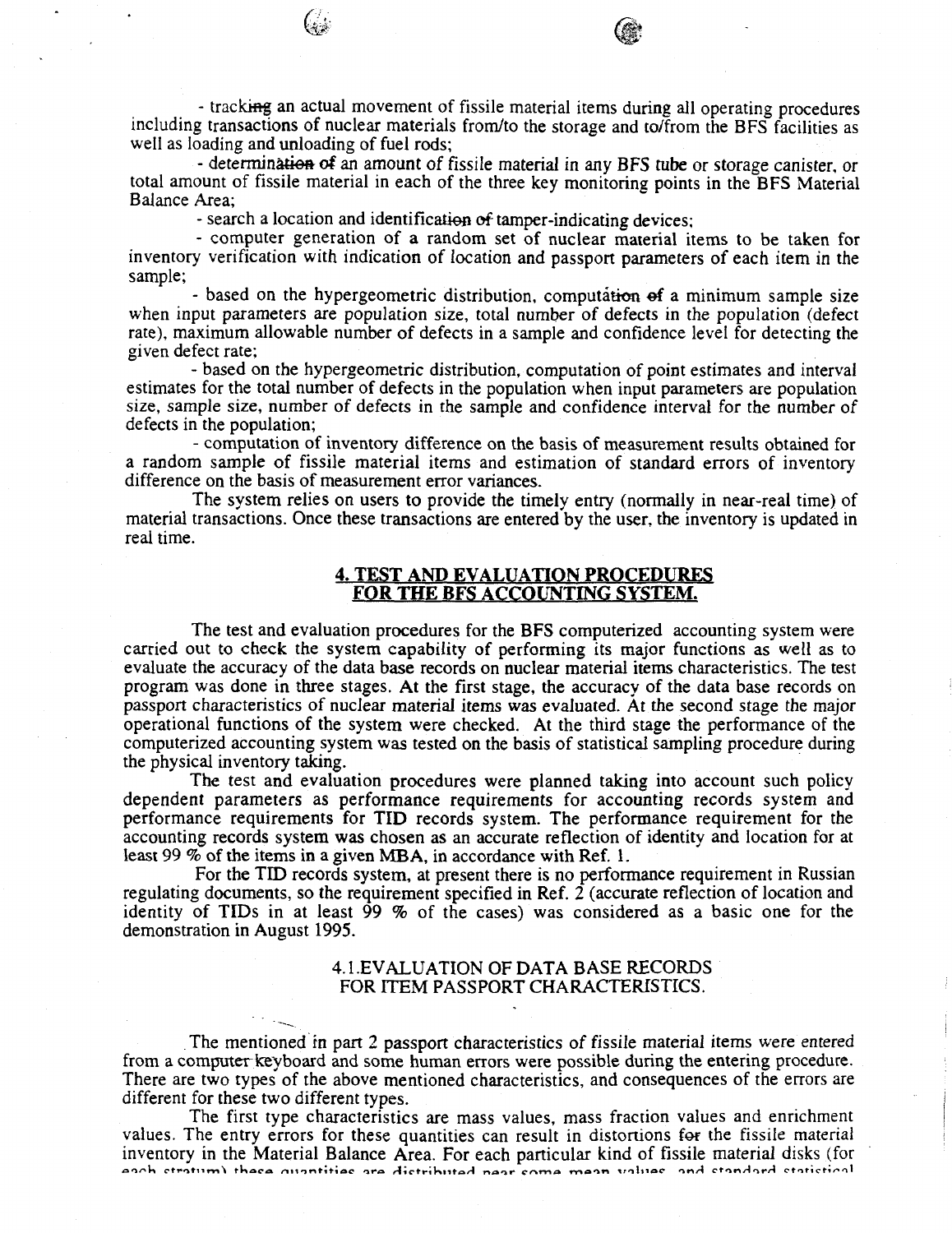- tracking an actual movement of fissile material items during all operating procedures including transactions of nuclear materials from/to the storage and to/from the BFS facilities as well as loading and unloading of fuel rods;

- determination of an amount of fissile material in any BFS tube or storage canister, or total amount of fissile material in each of the three key monitoring points in the BFS Material Balance Area;

- search a location and identification of tamper-indicating devices;

- computer generation of a random set of nuclear material items to be taken for inventory verification with indication of location and passport parameters of each item in the sample;

- based on the hypergeometric distribution, computation of a minimum sample size when input parameters are population size, total number of defects in the population (defect rate), maximum allowable number of defects in a sample and confidence level for detecting the given defect rate;

- based on the hypergeometric distribution, computation of point estimates and interval estimates for the total number of defects in the population when input parameters are population size, sample size, number of defects in the sample and confidence interval for the number of defects in the population;

- computation of inventory difference on the basis of measurement results obtained for a random sample of fissile material items and estimation of standard errors of inventory difference on the basis of measurement error variances.

The system relies on users to provide the timely entry (normally in near-real time) of material transactions. Once these transactions are entered by the user, the inventory is updated in real time.

## 4. TEST AND EVALUATION PROCEDURES FOR THE BFS ACCOUNTING SYSTEM.

The test and evaluation procedures for the BFS computerized accounting system were carried out to check the system capability of performing its major functions as well as to evaluate the accuracy of the data base records on nuclear material items characteristics. The test program was done in three stages. At the first stage, the accuracy of the data base records on passport characteristics of nuclear material items was evaluated. At the second stage the major operational functions of the system were checked. At the third stage the performance of the computerized accounting system was tested on the basis of statistical sampling procedure during the physical inventory taking.

The test and evaluation procedures were planned taking into account such policy dependent parameters as performance requirements for accounting records system and performance requirements for TID records system. The performance requirement for the accounting records system was chosen as an accurate reflection of identity and location for at least 99 % of the items in a given MBA, in accordance with Ref. 1.

For the TID records system, at present there is no performance requirement in Russian regulating documents, so the requirement specified in Ref. 2 (accurate reflection of location and identity of TIDs in at least 99 % of the cases) was considered as a basic one for the demonstration in August 1995.

### 4.1.EVALUATION OF DATA BASE RECORDS FOR ITEM PASSPORT CHARACTERISTICS.

The mentioned in part 2 passport characteristics of fissile material items were entered from a computer keyboard and some human errors were possible during the entering procedure. There are two types of the above mentioned characteristics, and consequences of the errors are different for these two different types.

The first type characteristics are mass values, mass fraction values and enrichment values. The entry errors for these quantities can result in distortions for the fissile material inventory in the Material Balance Area. For each particular kind of fissile material disks (for each stratum) these quantities are distributed near some mean values, and standard statistical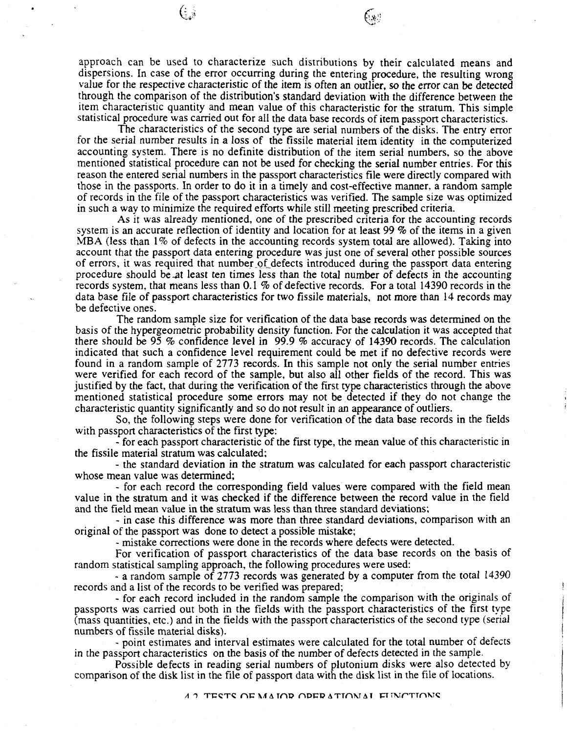approach can be used to characterize such distributions by their calculated means and dispersions. In case of the error occurring during the entering procedure, the resulting wrong value for the respective characteristic of the item is often an outlier, so the error can be detected through the comparison of the distribution's standard deviation with the difference between the item characteristic quantity and mean value of this characteristic for the stratum. This simple statistical procedure was carried out for all the data base records of item passport characteristics.

The characteristics of the second type are serial numbers of the disks. The entry error for the serial number results in a loss of the fissile material item identity in the computerized accounting system. There is no definite distribution of the item serial numbers, so the above mentioned statistical procedure can not be used for checking the serial number entries. For this reason the entered serial numbers in the passport characteristics file were directly compared with those in the passports. In order to do it in a timely and cost-effective manner, a random sample of records in the file of the passport characteristics was verified. The sample size was optimized in such a way to minimize the required efforts while still meeting prescribed criteria.

As it was already mentioned, one of the prescribed criteria for the accounting records system is an accurate reflection of identity and location for at least 99 % of the items in a given MBA (less than 1% of defects in the accounting records system total are allowed). Taking into account that the passport data entering procedure was just one of several other possible sources of errors, it was required that number of defects introduced during the passport data entering procedure should be at least ten times less than the total number of defects in the accounting records system, that means less than 0.1 % of defective records. For a total 14390 records in the data base file of passport characteristics for two fissile materials, not more than 14 records may be defective ones.

The random sample size for verification of the data base records was determined on the basis of the hypergeometric probability density function. For the calculation it was accepted that there should be 95 % confidence level in 99.9 % accuracy of 14390 records. The calculation indicated that such a confidence level requirement could be met if no defective records were found in a random sample of 2773 records. In this sample not only the serial number entries were verified for each record of the sample, but also all other fields of the record. This was justified by the fact, that during the verification of the first type characteristics through the above mentioned statistical procedure some errors may not be detected if they do not change the characteristic quantity significantly and so do not result in an appearance of outliers.

So, the following steps were done for verification of the data base records in the fields with passport characteristics of the first type:

- for each passport characteristic of the first type, the mean value of this characteristic in the fissile material stratum was calculated;
- the standard deviation in the stratum was calculated for each passport characteristic whose mean value was determined;
- for each record the corresponding field values were compared with the field mean value in the stratum and it was checked if the difference between the record value in the field and the field mean value in the stratum was less than three standard deviations;
- in case this difference was more than three standard deviations, comparison with an original of the passport was done to detect a possible mistake;
- mistake corrections were done in the records where defects were detected.

For verification of passport characteristics of the data base records on the basis of random statistical sampling approach, the following procedures were used:

- a random sample of 2773 records was generated by a computer from the total 14390 records and a list of the records to be verified was prepared;
- for each record included in the random sample the comparison with the originals of passports was carried out both in the fields with the passport characteristics of the first type (mass quantities, etc.) and in the fields with the passport characteristics of the second type (serial numbers of fissile material disks).
- point estimates and interval estimates were calculated for the total number of defects in the passport characteristics on the basis of the number of defects detected in the sample.

Possible defects in reading serial numbers of plutonium disks were also detected by comparison of the disk list in the file of passport data with the disk list in the file of locations.

## 4.2 TESTS OF MAJOR OPERATIONAL FUNCTIONS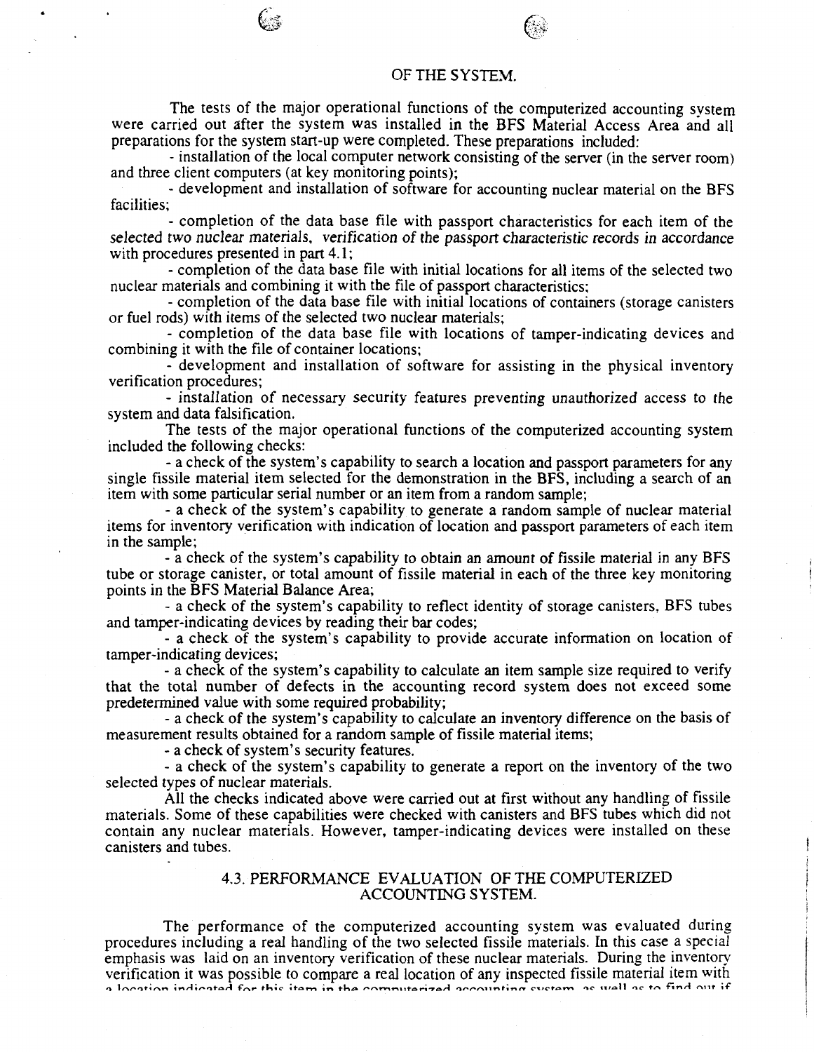OF THE SYSTEM.

The tests of the major operational functions of the computerized accounting system were carried out after the system was installed in the BFS Material Access Area and all preparations for the system start-up were completed. These preparations included:

- installation of the local computer network consisting of the server (in the server room) and three client computers (at key monitoring points);
- development and installation of software for accounting nuclear material on the BFS facilities;
- completion of the data base file with passport characteristics for each item of the selected two nuclear materials, verification of the passport characteristic records in accordance with procedures presented in part 4.1;
- completion of the data base file with initial locations for all items of the selected two nuclear materials and combining it with the file of passport characteristics;
- completion of the data base file with initial locations of containers (storage canisters or fuel rods) with items of the selected two nuclear materials;
- completion of the data base file with locations of tamper-indicating devices and combining it with the file of container locations;
- development and installation of software for assisting in the physical inventory verification procedures;
- installation of necessary security features preventing unauthorized access to the system and data falsification.

The tests of the major operational functions of the computerized accounting system included the following checks:

- a check of the system's capability to search a location and passport parameters for any single fissile material item selected for the demonstration in the BFS, including a search of an item with some particular serial number or an item from a random sample;
- a check of the system's capability to generate a random sample of nuclear material items for inventory verification with indication of location and passport parameters of each item in the sample;
- a check of the system's capability to obtain an amount of fissile material in any BFS tube or storage canister, or total amount of fissile material in each of the three key monitoring points in the BFS Material Balance Area;
- a check of the system's capability to reflect identity of storage canisters, BFS tubes and tamper-indicating devices by reading their bar codes;
- a check of the system's capability to provide accurate information on location of tamper-indicating devices;
- a check of the system's capability to calculate an item sample size required to verify that the total number of defects in the accounting record system does not exceed some predetermined value with some required probability;
- a check of the system's capability to calculate an inventory difference on the basis of measurement results obtained for a random sample of fissile material items;
- a check of system's security features.
- a check of the system's capability to generate a report on the inventory of the two selected types of nuclear materials.

All the checks indicated above were carried out at first without any handling of fissile materials. Some of these capabilities were checked with canisters and BFS tubes which did not contain any nuclear materials. However, tamper-indicating devices were installed on these canisters and tubes.

## 4.3. PERFORMANCE EVALUATION OF THE COMPUTERIZED ACCOUNTING SYSTEM.

The performance of the computerized accounting system was evaluated during procedures including a real handling of the two selected fissile materials. In this case a special emphasis was laid on an inventory verification of these nuclear materials. During the inventory verification it was possible to compare a real location of any inspected fissile material item with a location indicated for this item in the computerized accounting system, as well as to find out if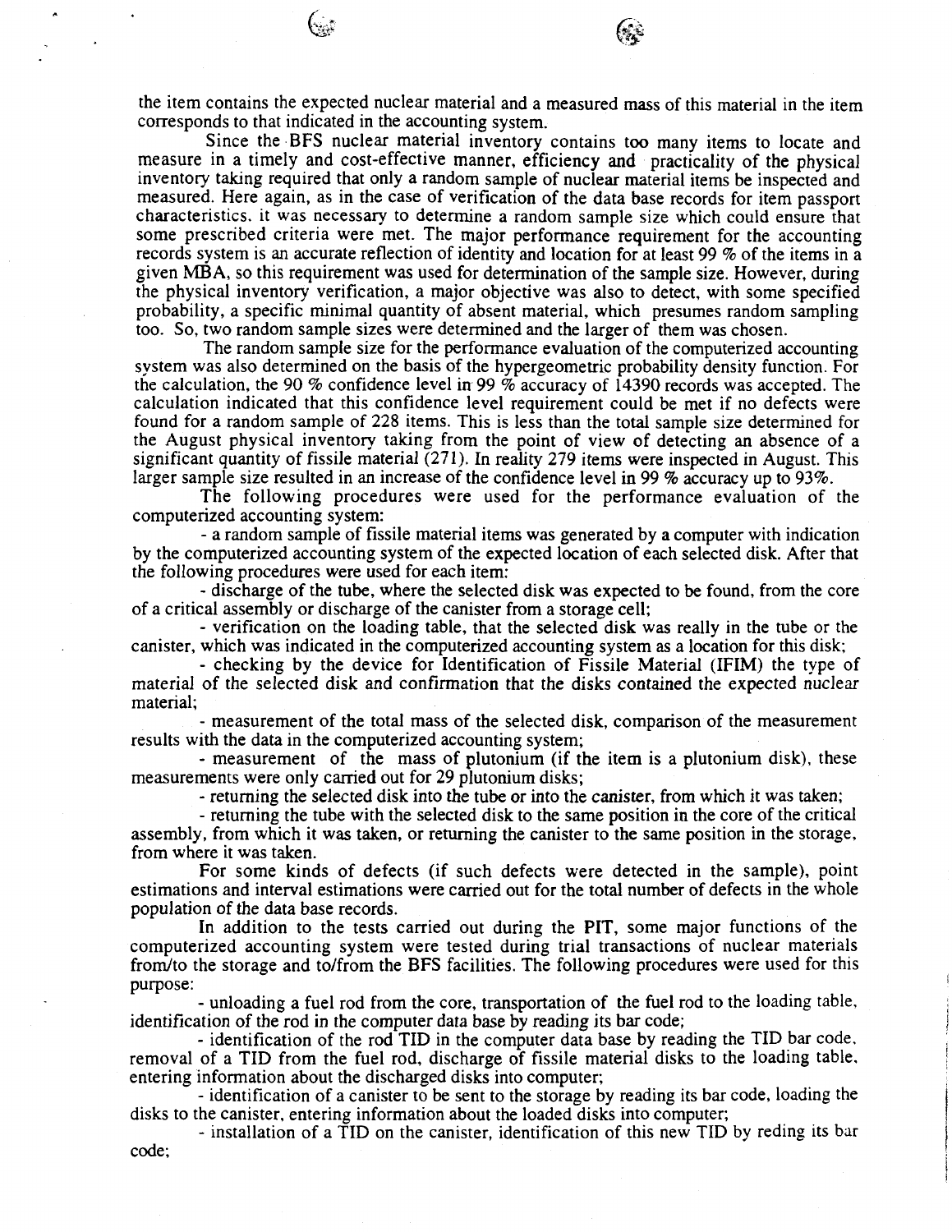the item contains the expected nuclear material and a measured mass of this material in the item corresponds to that indicated in the accounting system.

Since the BFS nuclear material inventory contains too many items to locate and measure in a timely and cost-effective manner, efficiency and practicality of the physical inventory taking required that only a random sample of nuclear material items be inspected and measured. Here again, as in the case of verification of the data base records for item passport characteristics, it was necessary to determine a random sample size which could ensure that some prescribed criteria were met. The major performance requirement for the accounting records system is an accurate reflection of identity and location for at least 99 % of the items in a given MBA, so this requirement was used for determination of the sample size. However, during the physical inventory verification, a major objective was also to detect, with some specified probability, a specific minimal quantity of absent material, which presumes random sampling too. So, two random sample sizes were determined and the larger of them was chosen.

The random sample size for the performance evaluation of the computerized accounting system was also determined on the basis of the hypergeometric probability density function. For the calculation, the 90 % confidence level in 99 % accuracy of 14390 records was accepted. The calculation indicated that this confidence level requirement could be met if no defects were found for a random sample of 228 items. This is less than the total sample size determined for the August physical inventory taking from the point of view of detecting an absence of a significant quantity of fissile material (271). In reality 279 items were inspected in August. This larger sample size resulted in an increase of the confidence level in 99 % accuracy up to 93%.

The following procedures were used for the performance evaluation of the computerized accounting system:

- a random sample of fissile material items was generated by a computer with indication by the computerized accounting system of the expected location of each selected disk. After that the following procedures were used for each item:
- discharge of the tube, where the selected disk was expected to be found, from the core of a critical assembly or discharge of the canister from a storage cell;
- verification on the loading table, that the selected disk was really in the tube or the canister, which was indicated in the computerized accounting system as a location for this disk;
- checking by the device for Identification of Fissile Material (IFIM) the type of material of the selected disk and confirmation that the disks contained the expected nuclear material;
- measurement of the total mass of the selected disk, comparison of the measurement results with the data in the computerized accounting system;
- measurement of the mass of plutonium (if the item is a plutonium disk), these measurements were only carried out for 29 plutonium disks;
- returning the selected disk into the tube or into the canister, from which it was taken;
- returning the tube with the selected disk to the same position in the core of the critical assembly, from which it was taken, or returning the canister to the same position in the storage, from where it was taken.

For some kinds of defects (if such defects were detected in the sample), point estimations and interval estimations were carried out for the total number of defects in the whole population of the data base records.

In addition to the tests carried out during the PIT, some major functions of the computerized accounting system were tested during trial transactions of nuclear materials from/to the storage and to/from the BFS facilities. The following procedures were used for this purpose:

- unloading a fuel rod from the core, transportation of the fuel rod to the loading table, identification of the rod in the computer data base by reading its bar code;
- identification of the rod TID in the computer data base by reading the TID bar code, removal of a TID from the fuel rod, discharge of fissile material disks to the loading table, entering information about the discharged disks into computer;
- identification of a canister to be sent to the storage by reading its bar code, loading the disks to the canister, entering information about the loaded disks into computer;
- installation of a TID on the canister, identification of this new TID by reding its bar code;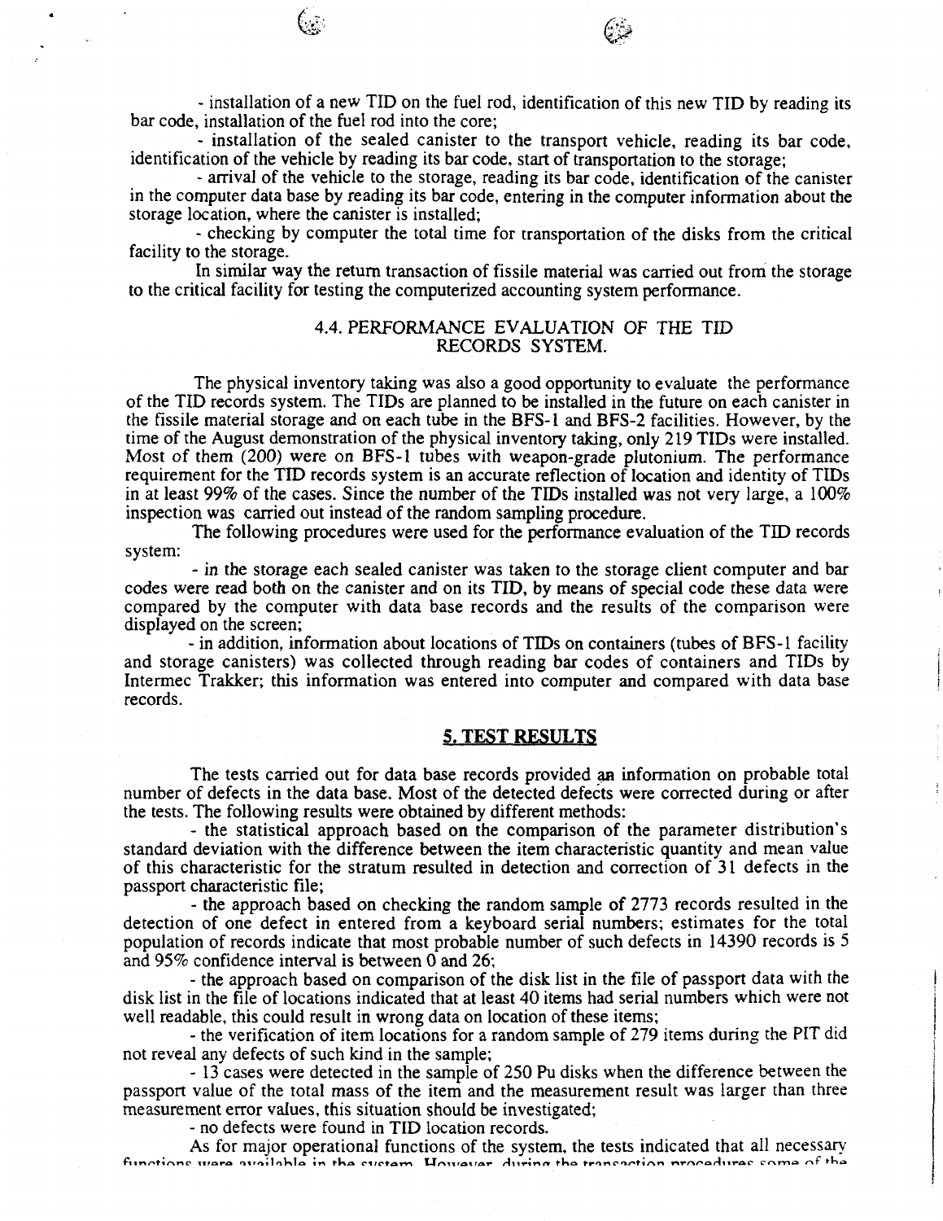- installation of a new TID on the fuel rod, identification of this new TID by reading its bar code, installation of the fuel rod into the core;

- installation of the sealed canister to the transport vehicle, reading its bar code, identification of the vehicle by reading its bar code, start of transportation to the storage;

- arrival of the vehicle to the storage, reading its bar code, identification of the canister in the computer data base by reading its bar code, entering in the computer information about the storage location, where the canister is installed;

- checking by computer the total time for transportation of the disks from the critical facility to the storage.

In similar way the return transaction of fissile material was carried out from the storage to the critical facility for testing the computerized accounting system performance.

### 4.4. PERFORMANCE EVALUATION OF THE TID RECORDS SYSTEM.

The physical inventory taking was also a good opportunity to evaluate the performance of the TID records system. The TIDs are planned to be installed in the future on each canister in the fissile material storage and on each tube in the BFS-1 and BFS-2 facilities. However, by the time of the August demonstration of the physical inventory taking, only 219 TIDs were installed. Most of them (200) were on BFS-1 tubes with weapon-grade plutonium. The performance requirement for the TID records system is an accurate reflection of location and identity of TIDs in at least 99% of the cases. Since the number of the TIDs installed was not very large, a 100% inspection was carried out instead of the random sampling procedure.

The following procedures were used for the performance evaluation of the TID records system:

- in the storage each sealed canister was taken to the storage client computer and bar codes were read both on the canister and on its TID, by means of special code these data were compared by the computer with data base records and the results of the comparison were displayed on the screen;

- in addition, information about locations of TIDs on containers (tubes of BFS-1 facility and storage canisters) was collected through reading bar codes of containers and TIDs by Intermec Trakker; this information was entered into computer and compared with data base records.

## 5. TEST RESULTS

The tests carried out for data base records provided an information on probable total number of defects in the data base. Most of the detected defects were corrected during or after the tests. The following results were obtained by different methods:

- the statistical approach based on the comparison of the parameter distribution's standard deviation with the difference between the item characteristic quantity and mean value of this characteristic for the stratum resulted in detection and correction of 31 defects in the passport characteristic file;

- the approach based on checking the random sample of 2773 records resulted in the detection of one defect in entered from a keyboard serial numbers; estimates for the total population of records indicate that most probable number of such defects in 14390 records is 5 and 95% confidence interval is between 0 and 26;

- the approach based on comparison of the disk list in the file of passport data with the disk list in the file of locations indicated that at least 40 items had serial numbers which were not well readable, this could result in wrong data on location of these items;

- the verification of item locations for a random sample of 279 items during the PIT did not reveal any defects of such kind in the sample;

- 13 cases were detected in the sample of 250 Pu disks when the difference between the passport value of the total mass of the item and the measurement result was larger than three measurement error values, this situation should be investigated;

- no defects were found in TID location records.

As for major operational functions of the system, the tests indicated that all necessary functions were available in the system. However, during the transaction procedures some of the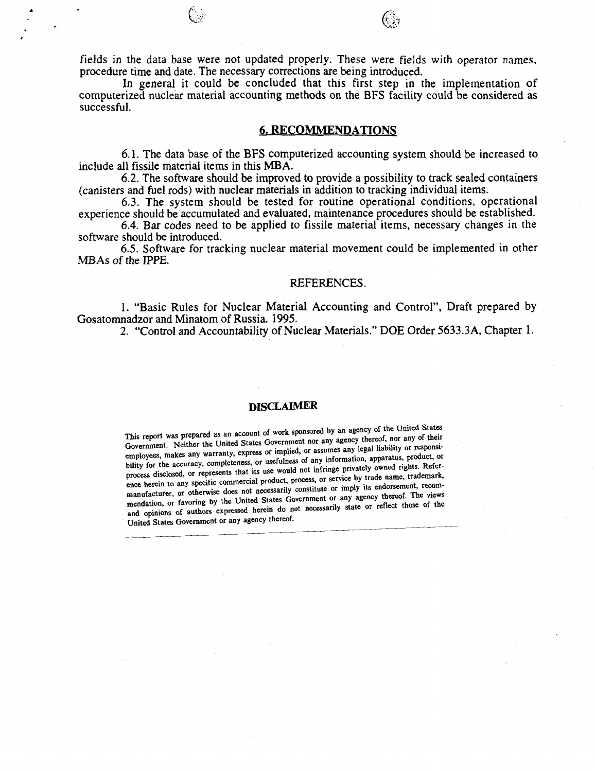fields in the data base were not updated properly. These were fields with operator names, procedure time and date. The necessary corrections are being introduced.

In general it could be concluded that this first step in the implementation of computerized nuclear material accounting methods on the BFS facility could be considered as successful.

## 6. RECOMMENDATIONS

6.1. The data base of the BFS computerized accounting system should be increased to include all fissile material items in this MBA.

6.2. The software should be improved to provide a possibility to track sealed containers (canisters and fuel rods) with nuclear materials in addition to tracking individual items.

6.3. The system should be tested for routine operational conditions, operational experience should be accumulated and evaluated, maintenance procedures should be established.

6.4. Bar codes need to be applied to fissile material items, necessary changes in the software should be introduced.

6.5. Software for tracking nuclear material movement could be implemented in other MBAs of the IPPE.

## REFERENCES.

1. "Basic Rules for Nuclear Material Accounting and Control", Draft prepared by Gosatomnadzor and Minatom of Russia. 1995.
2. "Control and Accountability of Nuclear Materials." DOE Order 5633.3A, Chapter 1.

## DISCLAIMER

This report was prepared as an account of work sponsored by an agency of the United States Government. Neither the United States Government nor any agency thereof, nor any of their employees, makes any warranty, express or implied, or assumes any legal liability or responsibility for the accuracy, completeness, or usefulness of any information, apparatus, product, or process disclosed, or represents that its use would not infringe privately owned rights. Reference herein to any specific commercial product, process, or service by trade name, trademark, manufacturer, or otherwise does not necessarily constitute or imply its endorsement, recommendation, or favoring by the United States Government or any agency thereof. The views and opinions of authors expressed herein do not necessarily state or reflect those of the United States Government or any agency thereof.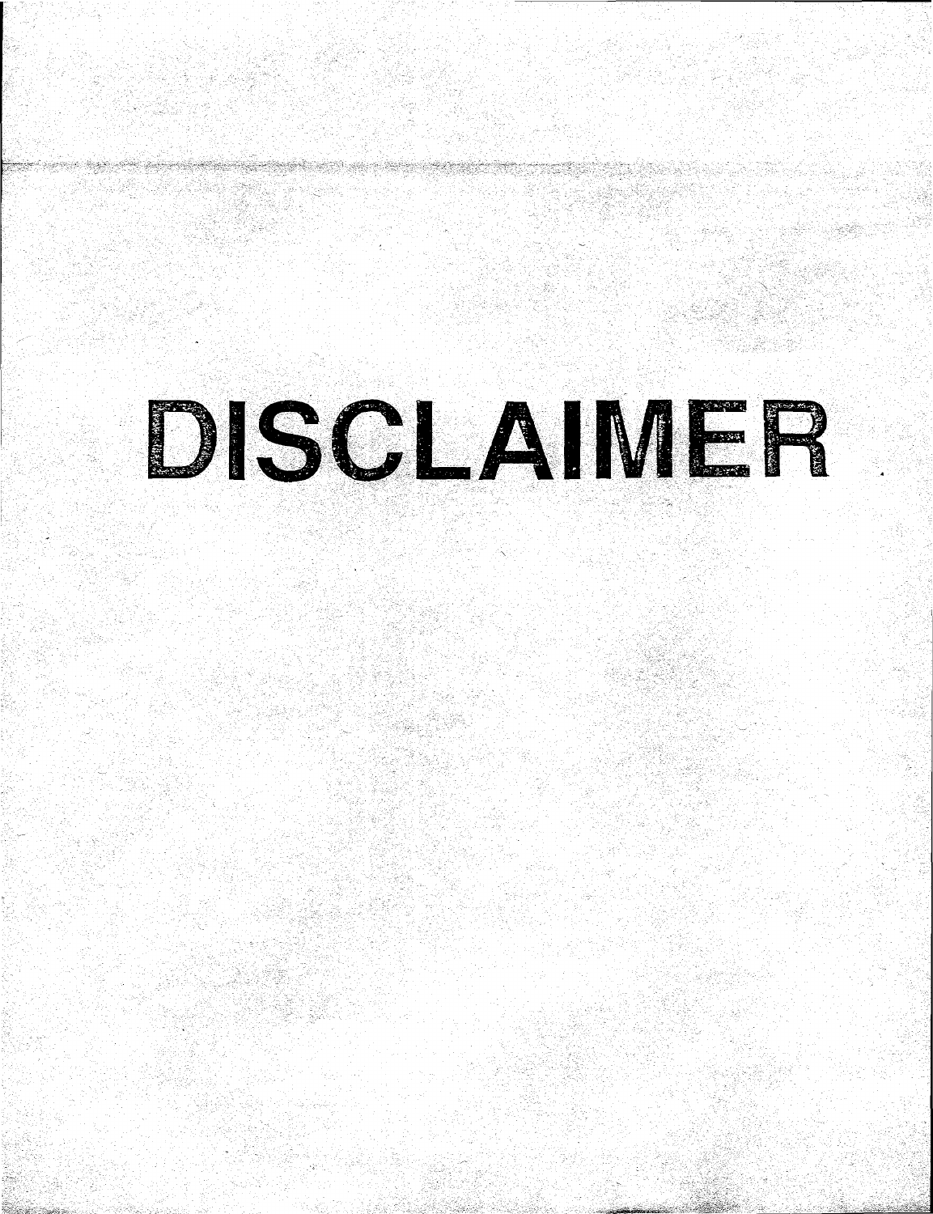# DISCLAIMER